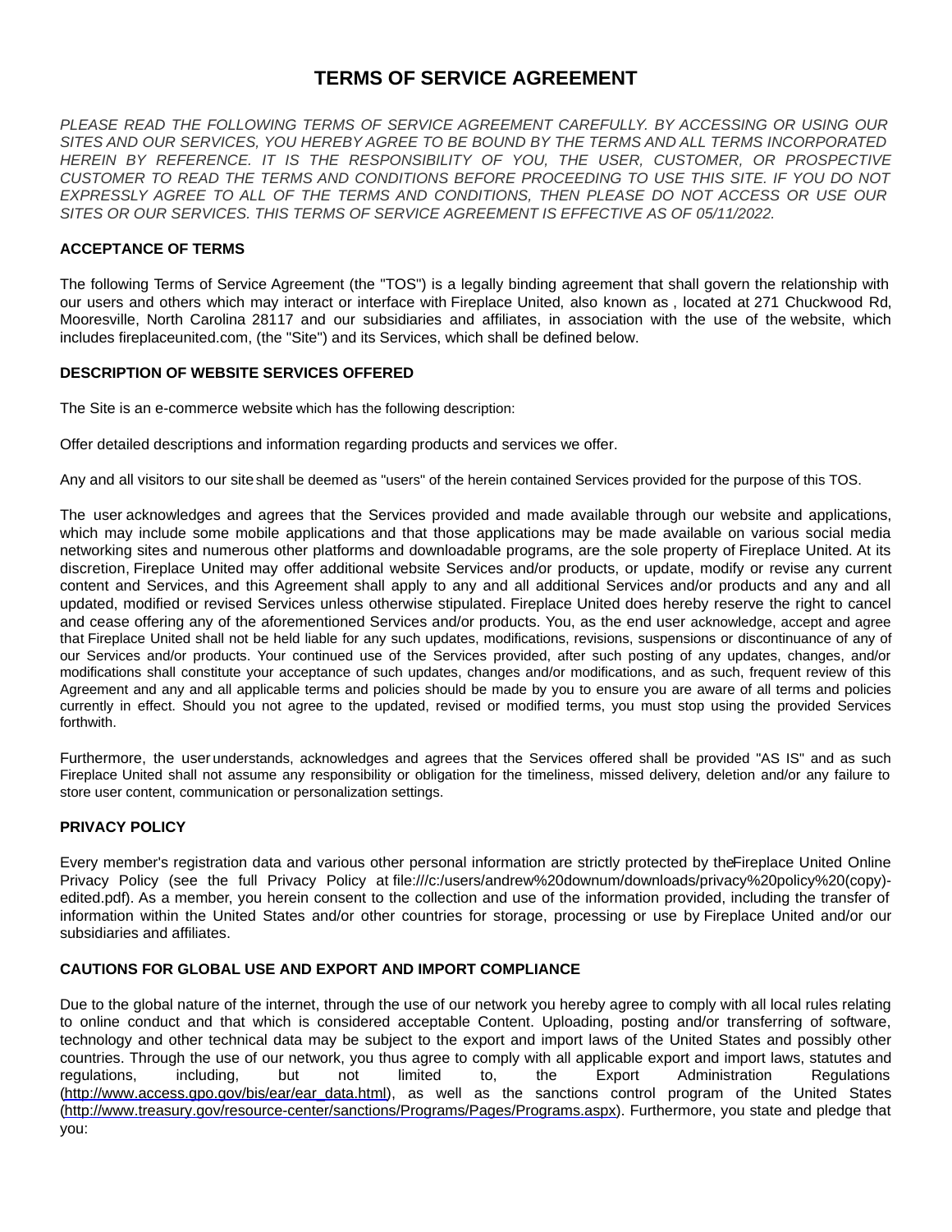# TERMS OF SERVICE AGREEMENT

*PLEASE READ THE FOLLOWING TERMS OF SERVICE AGREEMENT CAREFULLY. BY ACCESSING OR USING OUR SITES AND OUR SERVICES, YOU HEREBY AGREE TO BE BOUND BY THE TERMS AND ALL TERMS INCORPORATED HEREIN BY REFERENCE. IT IS THE RESPONSIBILITY OF YOU, THE USER, CUSTOMER, OR PROSPECTIVE CUSTOMER TO READ THE TERMS AND CONDITIONS BEFORE PROCEEDING TO USE THIS SITE. IF YOU DO NOT EXPRESSLY AGREE TO ALL OF THE TERMS AND CONDITIONS, THEN PLEASE DO NOT ACCESS OR USE OUR SITES OR OUR SERVICES. THIS TERMS OF SERVICE AGREEMENT IS EFFECTIVE AS OF 05/11/2022.*

## ACCEPTANCE OF TERMS

The following Terms of Service Agreement (the "TOS") is a legally binding agreement that shall govern the relationship with our users and others which may interact or interface with Fireplace United, also known as , located at 271 Chuckwood Rd, Mooresville, North Carolina 28117 and our subsidiaries and affiliates, in association with the use of the website, which includes fireplaceunited.com, (the "Site") and its Services, which shall be defined below.

## DESCRIPTION OF WEBSITE SERVICES OFFERED

The Site is an e-commerce website which has the following description:

Offer detailed descriptions and information regarding products and services we offer.

Any and all visitors to our site shall be deemed as "users" of the herein contained Services provided for the purpose of this TOS.

The user acknowledges and agrees that the Services provided and made available through our website and applications, which may include some mobile applications and that those applications may be made available on various social media networking sites and numerous other platforms and downloadable programs, are the sole property of Fireplace United. At its discretion, Fireplace United may offer additional website Services and/or products, or update, modify or revise any current content and Services, and this Agreement shall apply to any and all additional Services and/or products and any and all updated, modified or revised Services unless otherwise stipulated. Fireplace United does hereby reserve the right to cancel and cease offering any of the aforementioned Services and/or products. You, as the end user acknowledge, accept and agree that Fireplace United shall not be held liable for any such updates, modifications, revisions, suspensions or discontinuance of any of our Services and/or products. Your continued use of the Services provided, after such posting of any updates, changes, and/or modifications shall constitute your acceptance of such updates, changes and/or modifications, and as such, frequent review of this Agreement and any and all applicable terms and policies should be made by you to ensure you are aware of all terms and policies currently in effect. Should you not agree to the updated, revised or modified terms, you must stop using the provided Services forthwith.

Furthermore, the user understands, acknowledges and agrees that the Services offered shall be provided "AS IS" and as such Fireplace United shall not assume any responsibility or obligation for the timeliness, missed delivery, deletion and/or any failure to store user content, communication or personalization settings.

## PRIVACY POLICY

Every member's registration data and various other personal information are strictly protected by the Fireplace United Online Privacy Policy (see the full Privacy Policy at file:///c:/users/andrew%20downum/downloads/privacy%20policy%20(copy)-edited.pdf). As a member, you herein consent to the collection and use of the information provided, including the transfer of information within the United States and/or other countries for storage, processing or use by Fireplace United and/or our subsidiaries and affiliates.

## CAUTIONS FOR GLOBAL USE AND EXPORT AND IMPORT COMPLIANCE

Due to the global nature of the internet, through the use of our network you hereby agree to comply with all local rules relating to online conduct and that which is considered acceptable Content. Uploading, posting and/or transferring of software, technology and other technical data may be subject to the export and import laws of the United States and possibly other countries. Through the use of our network, you thus agree to comply with all applicable export and import laws, statutes and regulations, including, but not limited to, the Export Administration Regulations (http://www.access.gpo.gov/bis/ear/ear_data.html), as well as the sanctions control program of the United States (http://www.treasury.gov/resource-center/sanctions/Programs/Pages/Programs.aspx). Furthermore, you state and pledge that you: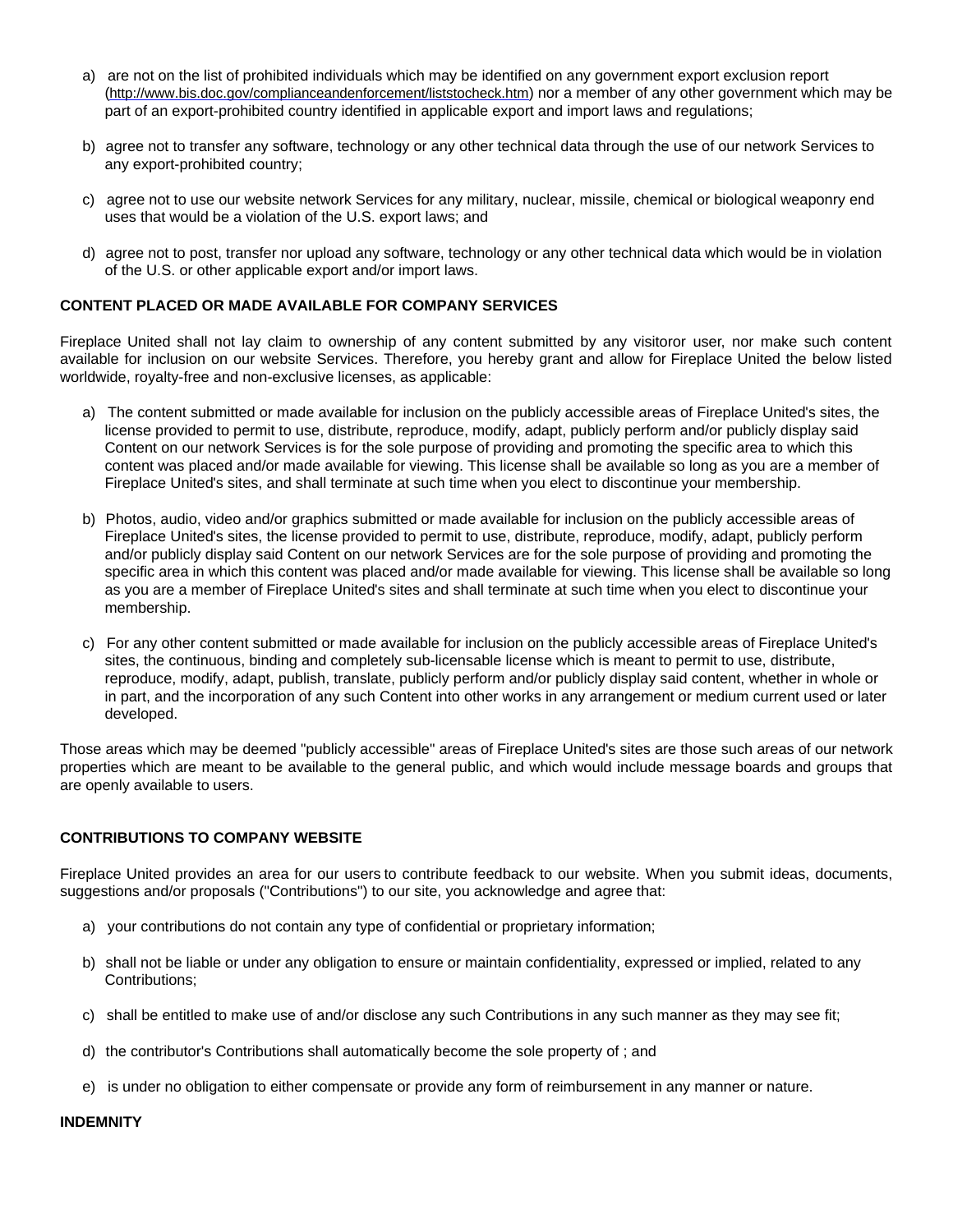a) are not on the list of prohibited individuals which may be identified on any government export exclusion report (http://www.bis.doc.gov/complianceandenforcement/liststocheck.htm) nor a member of any other government which may be part of an export-prohibited country identified in applicable export and import laws and regulations;

b) agree not to transfer any software, technology or any other technical data through the use of our network Services to any export-prohibited country;

c) agree not to use our website network Services for any military, nuclear, missile, chemical or biological weaponry end uses that would be a violation of the U.S. export laws; and

d) agree not to post, transfer nor upload any software, technology or any other technical data which would be in violation of the U.S. or other applicable export and/or import laws.

**CONTENT PLACED OR MADE AVAILABLE FOR COMPANY SERVICES**

Fireplace United shall not lay claim to ownership of any content submitted by any visitoror user, nor make such content available for inclusion on our website Services. Therefore, you hereby grant and allow for Fireplace United the below listed worldwide, royalty-free and non-exclusive licenses, as applicable:

a) The content submitted or made available for inclusion on the publicly accessible areas of Fireplace United's sites, the license provided to permit to use, distribute, reproduce, modify, adapt, publicly perform and/or publicly display said Content on our network Services is for the sole purpose of providing and promoting the specific area to which this content was placed and/or made available for viewing. This license shall be available so long as you are a member of Fireplace United's sites, and shall terminate at such time when you elect to discontinue your membership.

b) Photos, audio, video and/or graphics submitted or made available for inclusion on the publicly accessible areas of Fireplace United's sites, the license provided to permit to use, distribute, reproduce, modify, adapt, publicly perform and/or publicly display said Content on our network Services are for the sole purpose of providing and promoting the specific area in which this content was placed and/or made available for viewing. This license shall be available so long as you are a member of Fireplace United's sites and shall terminate at such time when you elect to discontinue your membership.

c) For any other content submitted or made available for inclusion on the publicly accessible areas of Fireplace United's sites, the continuous, binding and completely sub-licensable license which is meant to permit to use, distribute, reproduce, modify, adapt, publish, translate, publicly perform and/or publicly display said content, whether in whole or in part, and the incorporation of any such Content into other works in any arrangement or medium current used or later developed.

Those areas which may be deemed "publicly accessible" areas of Fireplace United's sites are those such areas of our network properties which are meant to be available to the general public, and which would include message boards and groups that are openly available to users.

**CONTRIBUTIONS TO COMPANY WEBSITE**

Fireplace United provides an area for our users to contribute feedback to our website. When you submit ideas, documents, suggestions and/or proposals ("Contributions") to our site, you acknowledge and agree that:

a) your contributions do not contain any type of confidential or proprietary information;

b) shall not be liable or under any obligation to ensure or maintain confidentiality, expressed or implied, related to any Contributions;

c) shall be entitled to make use of and/or disclose any such Contributions in any such manner as they may see fit;

d) the contributor's Contributions shall automatically become the sole property of ; and

e) is under no obligation to either compensate or provide any form of reimbursement in any manner or nature.

**INDEMNITY**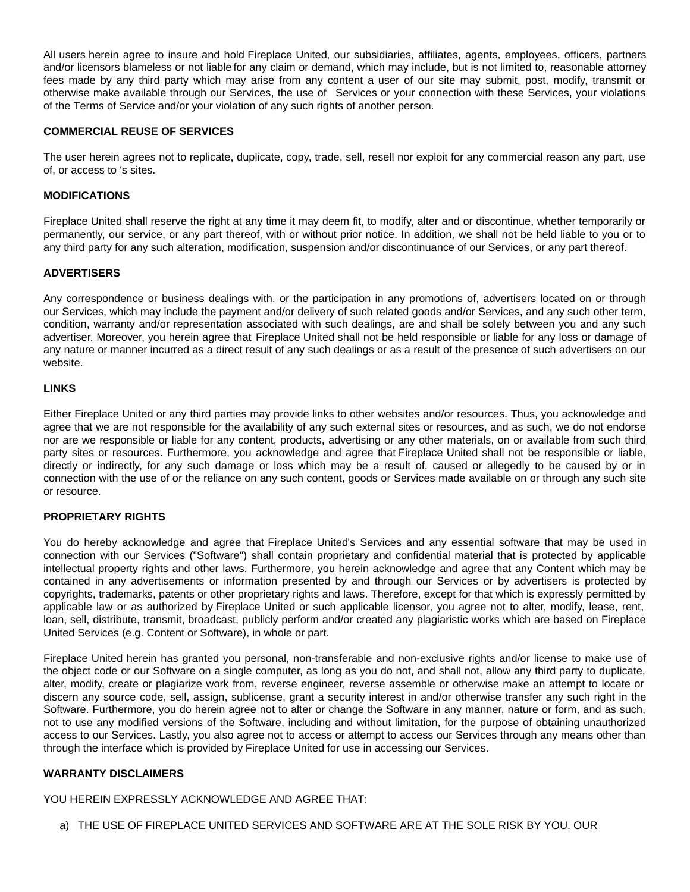All users herein agree to insure and hold Fireplace United, our subsidiaries, affiliates, agents, employees, officers, partners and/or licensors blameless or not liable for any claim or demand, which may include, but is not limited to, reasonable attorney fees made by any third party which may arise from any content a user of our site may submit, post, modify, transmit or otherwise make available through our Services, the use of Services or your connection with these Services, your violations of the Terms of Service and/or your violation of any such rights of another person.

**COMMERCIAL REUSE OF SERVICES**

The user herein agrees not to replicate, duplicate, copy, trade, sell, resell nor exploit for any commercial reason any part, use of, or access to 's sites.

**MODIFICATIONS**

Fireplace United shall reserve the right at any time it may deem fit, to modify, alter and or discontinue, whether temporarily or permanently, our service, or any part thereof, with or without prior notice. In addition, we shall not be held liable to you or to any third party for any such alteration, modification, suspension and/or discontinuance of our Services, or any part thereof.

**ADVERTISERS**

Any correspondence or business dealings with, or the participation in any promotions of, advertisers located on or through our Services, which may include the payment and/or delivery of such related goods and/or Services, and any such other term, condition, warranty and/or representation associated with such dealings, are and shall be solely between you and any such advertiser. Moreover, you herein agree that Fireplace United shall not be held responsible or liable for any loss or damage of any nature or manner incurred as a direct result of any such dealings or as a result of the presence of such advertisers on our website.

**LINKS**

Either Fireplace United or any third parties may provide links to other websites and/or resources. Thus, you acknowledge and agree that we are not responsible for the availability of any such external sites or resources, and as such, we do not endorse nor are we responsible or liable for any content, products, advertising or any other materials, on or available from such third party sites or resources. Furthermore, you acknowledge and agree that Fireplace United shall not be responsible or liable, directly or indirectly, for any such damage or loss which may be a result of, caused or allegedly to be caused by or in connection with the use of or the reliance on any such content, goods or Services made available on or through any such site or resource.

**PROPRIETARY RIGHTS**

You do hereby acknowledge and agree that Fireplace United's Services and any essential software that may be used in connection with our Services ("Software") shall contain proprietary and confidential material that is protected by applicable intellectual property rights and other laws. Furthermore, you herein acknowledge and agree that any Content which may be contained in any advertisements or information presented by and through our Services or by advertisers is protected by copyrights, trademarks, patents or other proprietary rights and laws. Therefore, except for that which is expressly permitted by applicable law or as authorized by Fireplace United or such applicable licensor, you agree not to alter, modify, lease, rent, loan, sell, distribute, transmit, broadcast, publicly perform and/or created any plagiaristic works which are based on Fireplace United Services (e.g. Content or Software), in whole or part.

Fireplace United herein has granted you personal, non-transferable and non-exclusive rights and/or license to make use of the object code or our Software on a single computer, as long as you do not, and shall not, allow any third party to duplicate, alter, modify, create or plagiarize work from, reverse engineer, reverse assemble or otherwise make an attempt to locate or discern any source code, sell, assign, sublicense, grant a security interest in and/or otherwise transfer any such right in the Software. Furthermore, you do herein agree not to alter or change the Software in any manner, nature or form, and as such, not to use any modified versions of the Software, including and without limitation, for the purpose of obtaining unauthorized access to our Services. Lastly, you also agree not to access or attempt to access our Services through any means other than through the interface which is provided by Fireplace United for use in accessing our Services.

**WARRANTY DISCLAIMERS**

YOU HEREIN EXPRESSLY ACKNOWLEDGE AND AGREE THAT:

a) THE USE OF FIREPLACE UNITED SERVICES AND SOFTWARE ARE AT THE SOLE RISK BY YOU. OUR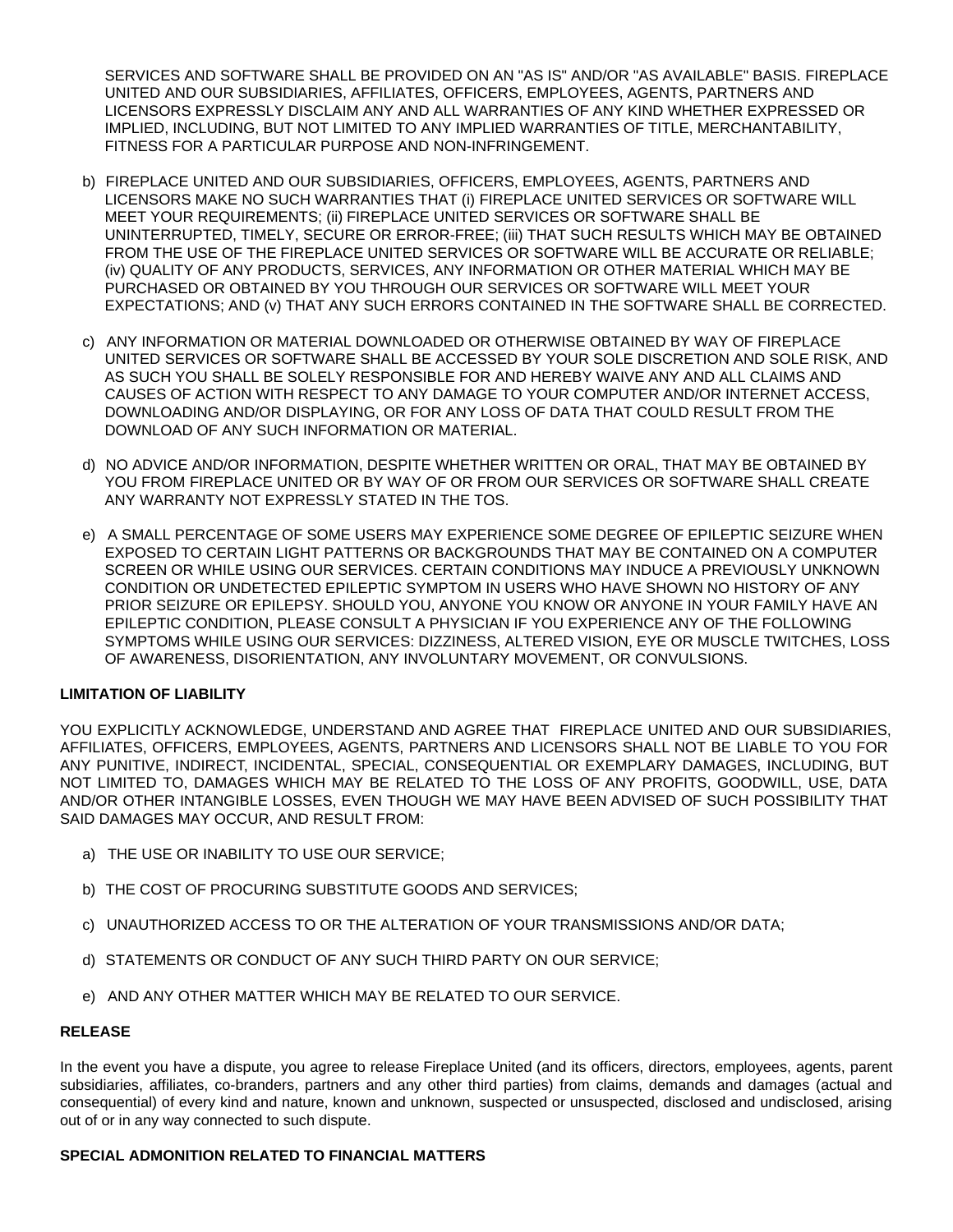SERVICES AND SOFTWARE SHALL BE PROVIDED ON AN "AS IS" AND/OR "AS AVAILABLE" BASIS. FIREPLACE UNITED AND OUR SUBSIDIARIES, AFFILIATES, OFFICERS, EMPLOYEES, AGENTS, PARTNERS AND LICENSORS EXPRESSLY DISCLAIM ANY AND ALL WARRANTIES OF ANY KIND WHETHER EXPRESSED OR IMPLIED, INCLUDING, BUT NOT LIMITED TO ANY IMPLIED WARRANTIES OF TITLE, MERCHANTABILITY, FITNESS FOR A PARTICULAR PURPOSE AND NON-INFRINGEMENT.

b) FIREPLACE UNITED AND OUR SUBSIDIARIES, OFFICERS, EMPLOYEES, AGENTS, PARTNERS AND LICENSORS MAKE NO SUCH WARRANTIES THAT (i) FIREPLACE UNITED SERVICES OR SOFTWARE WILL MEET YOUR REQUIREMENTS; (ii) FIREPLACE UNITED SERVICES OR SOFTWARE SHALL BE UNINTERRUPTED, TIMELY, SECURE OR ERROR-FREE; (iii) THAT SUCH RESULTS WHICH MAY BE OBTAINED FROM THE USE OF THE FIREPLACE UNITED SERVICES OR SOFTWARE WILL BE ACCURATE OR RELIABLE; (iv) QUALITY OF ANY PRODUCTS, SERVICES, ANY INFORMATION OR OTHER MATERIAL WHICH MAY BE PURCHASED OR OBTAINED BY YOU THROUGH OUR SERVICES OR SOFTWARE WILL MEET YOUR EXPECTATIONS; AND (v) THAT ANY SUCH ERRORS CONTAINED IN THE SOFTWARE SHALL BE CORRECTED.

c) ANY INFORMATION OR MATERIAL DOWNLOADED OR OTHERWISE OBTAINED BY WAY OF FIREPLACE UNITED SERVICES OR SOFTWARE SHALL BE ACCESSED BY YOUR SOLE DISCRETION AND SOLE RISK, AND AS SUCH YOU SHALL BE SOLELY RESPONSIBLE FOR AND HEREBY WAIVE ANY AND ALL CLAIMS AND CAUSES OF ACTION WITH RESPECT TO ANY DAMAGE TO YOUR COMPUTER AND/OR INTERNET ACCESS, DOWNLOADING AND/OR DISPLAYING, OR FOR ANY LOSS OF DATA THAT COULD RESULT FROM THE DOWNLOAD OF ANY SUCH INFORMATION OR MATERIAL.

d) NO ADVICE AND/OR INFORMATION, DESPITE WHETHER WRITTEN OR ORAL, THAT MAY BE OBTAINED BY YOU FROM FIREPLACE UNITED OR BY WAY OF OR FROM OUR SERVICES OR SOFTWARE SHALL CREATE ANY WARRANTY NOT EXPRESSLY STATED IN THE TOS.

e) A SMALL PERCENTAGE OF SOME USERS MAY EXPERIENCE SOME DEGREE OF EPILEPTIC SEIZURE WHEN EXPOSED TO CERTAIN LIGHT PATTERNS OR BACKGROUNDS THAT MAY BE CONTAINED ON A COMPUTER SCREEN OR WHILE USING OUR SERVICES. CERTAIN CONDITIONS MAY INDUCE A PREVIOUSLY UNKNOWN CONDITION OR UNDETECTED EPILEPTIC SYMPTOM IN USERS WHO HAVE SHOWN NO HISTORY OF ANY PRIOR SEIZURE OR EPILEPSY. SHOULD YOU, ANYONE YOU KNOW OR ANYONE IN YOUR FAMILY HAVE AN EPILEPTIC CONDITION, PLEASE CONSULT A PHYSICIAN IF YOU EXPERIENCE ANY OF THE FOLLOWING SYMPTOMS WHILE USING OUR SERVICES: DIZZINESS, ALTERED VISION, EYE OR MUSCLE TWITCHES, LOSS OF AWARENESS, DISORIENTATION, ANY INVOLUNTARY MOVEMENT, OR CONVULSIONS.

**LIMITATION OF LIABILITY**

YOU EXPLICITLY ACKNOWLEDGE, UNDERSTAND AND AGREE THAT FIREPLACE UNITED AND OUR SUBSIDIARIES, AFFILIATES, OFFICERS, EMPLOYEES, AGENTS, PARTNERS AND LICENSORS SHALL NOT BE LIABLE TO YOU FOR ANY PUNITIVE, INDIRECT, INCIDENTAL, SPECIAL, CONSEQUENTIAL OR EXEMPLARY DAMAGES, INCLUDING, BUT NOT LIMITED TO, DAMAGES WHICH MAY BE RELATED TO THE LOSS OF ANY PROFITS, GOODWILL, USE, DATA AND/OR OTHER INTANGIBLE LOSSES, EVEN THOUGH WE MAY HAVE BEEN ADVISED OF SUCH POSSIBILITY THAT SAID DAMAGES MAY OCCUR, AND RESULT FROM:

a) THE USE OR INABILITY TO USE OUR SERVICE;

b) THE COST OF PROCURING SUBSTITUTE GOODS AND SERVICES;

c) UNAUTHORIZED ACCESS TO OR THE ALTERATION OF YOUR TRANSMISSIONS AND/OR DATA;

d) STATEMENTS OR CONDUCT OF ANY SUCH THIRD PARTY ON OUR SERVICE;

e) AND ANY OTHER MATTER WHICH MAY BE RELATED TO OUR SERVICE.

**RELEASE**

In the event you have a dispute, you agree to release Fireplace United (and its officers, directors, employees, agents, parent subsidiaries, affiliates, co-branders, partners and any other third parties) from claims, demands and damages (actual and consequential) of every kind and nature, known and unknown, suspected or unsuspected, disclosed and undisclosed, arising out of or in any way connected to such dispute.

**SPECIAL ADMONITION RELATED TO FINANCIAL MATTERS**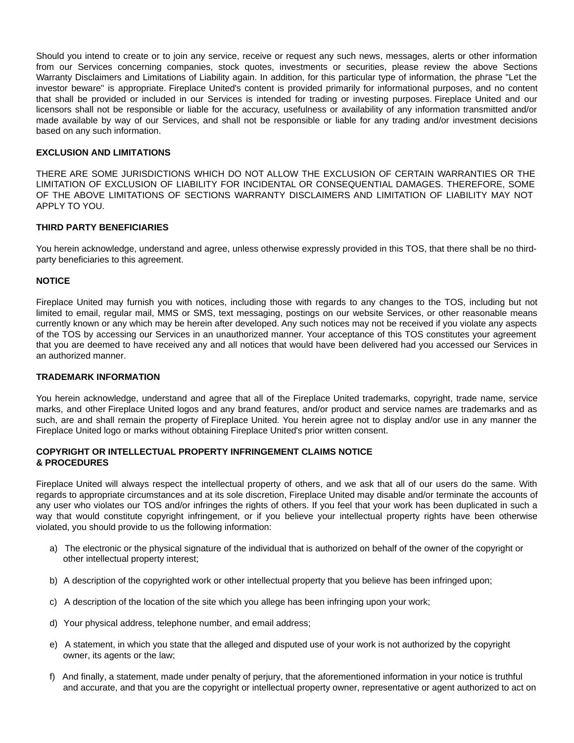Should you intend to create or to join any service, receive or request any such news, messages, alerts or other information from our Services concerning companies, stock quotes, investments or securities, please review the above Sections Warranty Disclaimers and Limitations of Liability again. In addition, for this particular type of information, the phrase "Let the investor beware" is appropriate. Fireplace United's content is provided primarily for informational purposes, and no content that shall be provided or included in our Services is intended for trading or investing purposes. Fireplace United and our licensors shall not be responsible or liable for the accuracy, usefulness or availability of any information transmitted and/or made available by way of our Services, and shall not be responsible or liable for any trading and/or investment decisions based on any such information.

**EXCLUSION AND LIMITATIONS**

THERE ARE SOME JURISDICTIONS WHICH DO NOT ALLOW THE EXCLUSION OF CERTAIN WARRANTIES OR THE LIMITATION OF EXCLUSION OF LIABILITY FOR INCIDENTAL OR CONSEQUENTIAL DAMAGES. THEREFORE, SOME OF THE ABOVE LIMITATIONS OF SECTIONS WARRANTY DISCLAIMERS AND LIMITATION OF LIABILITY MAY NOT APPLY TO YOU.

**THIRD PARTY BENEFICIARIES**

You herein acknowledge, understand and agree, unless otherwise expressly provided in this TOS, that there shall be no third-party beneficiaries to this agreement.

**NOTICE**

Fireplace United may furnish you with notices, including those with regards to any changes to the TOS, including but not limited to email, regular mail, MMS or SMS, text messaging, postings on our website Services, or other reasonable means currently known or any which may be herein after developed. Any such notices may not be received if you violate any aspects of the TOS by accessing our Services in an unauthorized manner. Your acceptance of this TOS constitutes your agreement that you are deemed to have received any and all notices that would have been delivered had you accessed our Services in an authorized manner.

**TRADEMARK INFORMATION**

You herein acknowledge, understand and agree that all of the Fireplace United trademarks, copyright, trade name, service marks, and other Fireplace United logos and any brand features, and/or product and service names are trademarks and as such, are and shall remain the property of Fireplace United. You herein agree not to display and/or use in any manner the Fireplace United logo or marks without obtaining Fireplace United's prior written consent.

**COPYRIGHT OR INTELLECTUAL PROPERTY INFRINGEMENT CLAIMS NOTICE & PROCEDURES**

Fireplace United will always respect the intellectual property of others, and we ask that all of our users do the same. With regards to appropriate circumstances and at its sole discretion, Fireplace United may disable and/or terminate the accounts of any user who violates our TOS and/or infringes the rights of others. If you feel that your work has been duplicated in such a way that would constitute copyright infringement, or if you believe your intellectual property rights have been otherwise violated, you should provide to us the following information:

a) The electronic or the physical signature of the individual that is authorized on behalf of the owner of the copyright or other intellectual property interest;

b) A description of the copyrighted work or other intellectual property that you believe has been infringed upon;

c) A description of the location of the site which you allege has been infringing upon your work;

d) Your physical address, telephone number, and email address;

e) A statement, in which you state that the alleged and disputed use of your work is not authorized by the copyright owner, its agents or the law;

f) And finally, a statement, made under penalty of perjury, that the aforementioned information in your notice is truthful and accurate, and that you are the copyright or intellectual property owner, representative or agent authorized to act on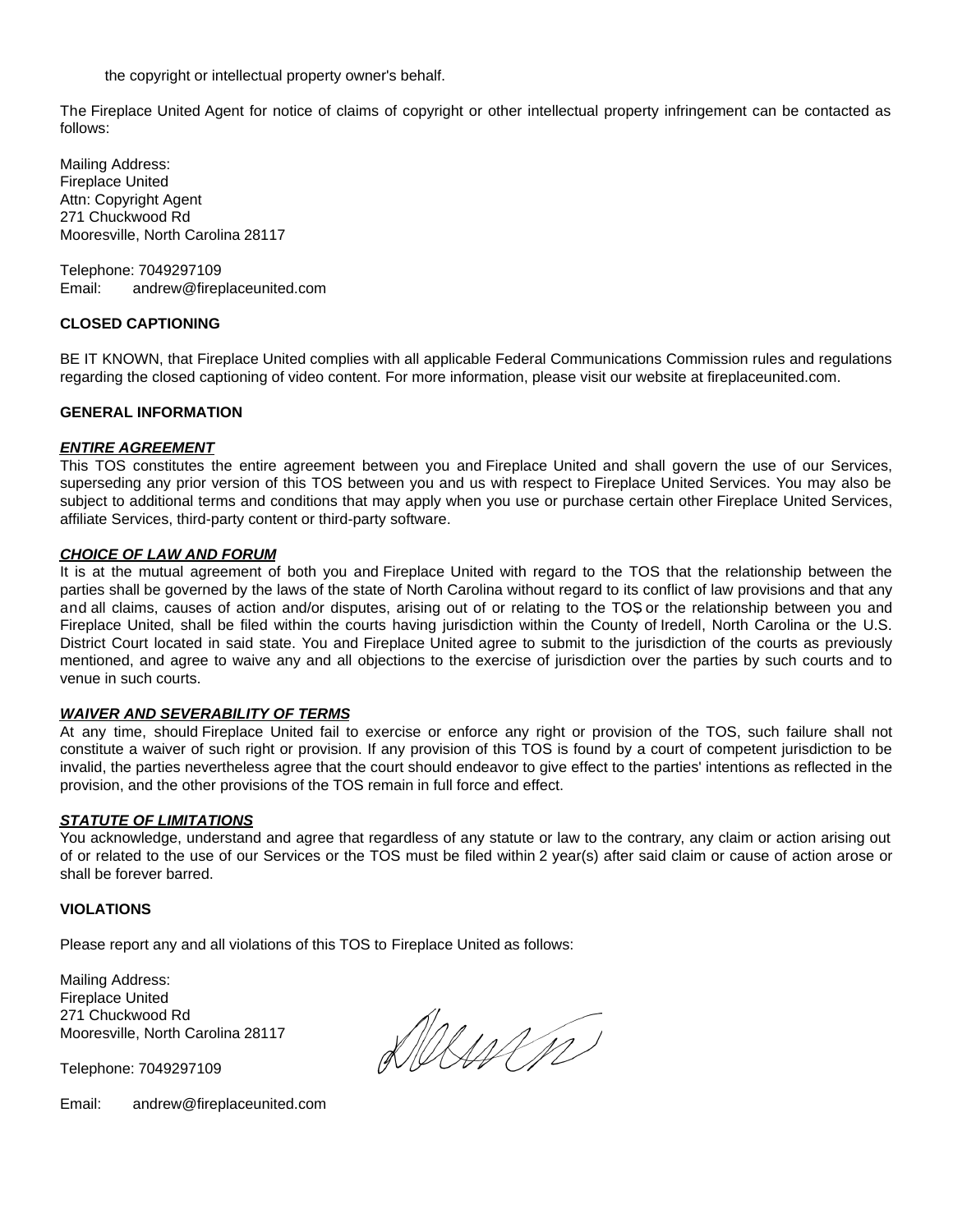the copyright or intellectual property owner's behalf.

The Fireplace United Agent for notice of claims of copyright or other intellectual property infringement can be contacted as follows:

Mailing Address:
Fireplace United
Attn: Copyright Agent
271 Chuckwood Rd
Mooresville, North Carolina 28117

Telephone: 7049297109
Email: andrew@fireplaceunited.com

## CLOSED CAPTIONING

BE IT KNOWN, that Fireplace United complies with all applicable Federal Communications Commission rules and regulations regarding the closed captioning of video content. For more information, please visit our website at fireplaceunited.com.

## GENERAL INFORMATION

***ENTIRE AGREEMENT***

This TOS constitutes the entire agreement between you and Fireplace United and shall govern the use of our Services, superseding any prior version of this TOS between you and us with respect to Fireplace United Services. You may also be subject to additional terms and conditions that may apply when you use or purchase certain other Fireplace United Services, affiliate Services, third-party content or third-party software.

***CHOICE OF LAW AND FORUM***

It is at the mutual agreement of both you and Fireplace United with regard to the TOS that the relationship between the parties shall be governed by the laws of the state of North Carolina without regard to its conflict of law provisions and that any and all claims, causes of action and/or disputes, arising out of or relating to the TOS, or the relationship between you and Fireplace United, shall be filed within the courts having jurisdiction within the County of Iredell, North Carolina or the U.S. District Court located in said state. You and Fireplace United agree to submit to the jurisdiction of the courts as previously mentioned, and agree to waive any and all objections to the exercise of jurisdiction over the parties by such courts and to venue in such courts.

***WAIVER AND SEVERABILITY OF TERMS***

At any time, should Fireplace United fail to exercise or enforce any right or provision of the TOS, such failure shall not constitute a waiver of such right or provision. If any provision of this TOS is found by a court of competent jurisdiction to be invalid, the parties nevertheless agree that the court should endeavor to give effect to the parties' intentions as reflected in the provision, and the other provisions of the TOS remain in full force and effect.

***STATUTE OF LIMITATIONS***

You acknowledge, understand and agree that regardless of any statute or law to the contrary, any claim or action arising out of or related to the use of our Services or the TOS must be filed within 2 year(s) after said claim or cause of action arose or shall be forever barred.

## VIOLATIONS

Please report any and all violations of this TOS to Fireplace United as follows:

Mailing Address:
Fireplace United
271 Chuckwood Rd
Mooresville, North Carolina 28117

Telephone: 7049297109

Email: andrew@fireplaceunited.com